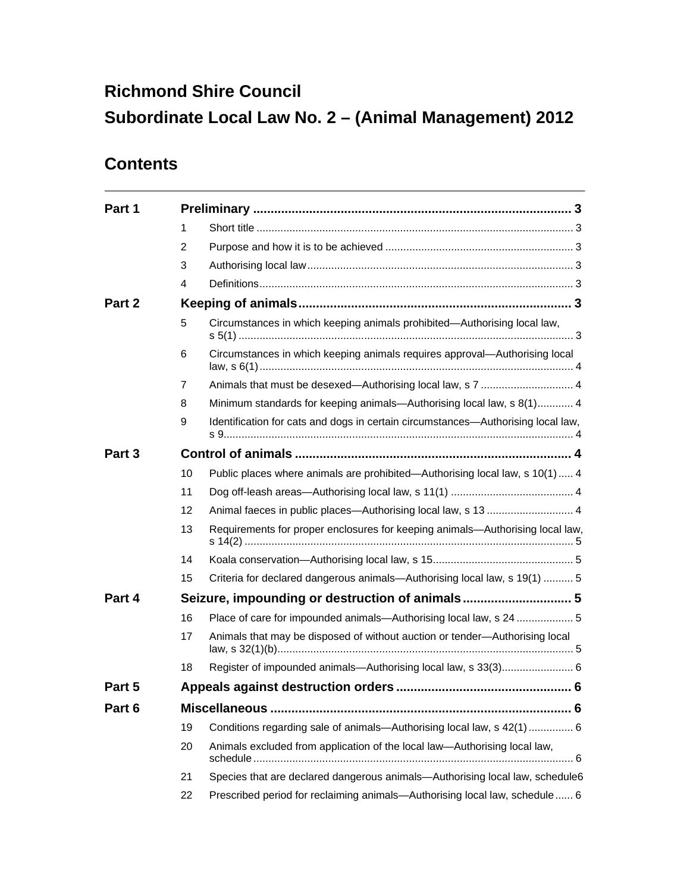# Richmond Shire Council

# Subordinate Local Law No. 2 – (Animal Management) 2012

## Contents

| | | | |
|---|---|---|---|
| **Part 1** | **Preliminary** | | **3** |
| | 1 | Short title | 3 |
| | 2 | Purpose and how it is to be achieved | 3 |
| | 3 | Authorising local law | 3 |
| | 4 | Definitions | 3 |
| **Part 2** | **Keeping of animals** | | **3** |
| | 5 | Circumstances in which keeping animals prohibited—Authorising local law, s 5(1) | 3 |
| | 6 | Circumstances in which keeping animals requires approval—Authorising local law, s 6(1) | 4 |
| | 7 | Animals that must be desexed—Authorising local law, s 7 | 4 |
| | 8 | Minimum standards for keeping animals—Authorising local law, s 8(1) | 4 |
| | 9 | Identification for cats and dogs in certain circumstances—Authorising local law, s 9 | 4 |
| **Part 3** | **Control of animals** | | **4** |
| | 10 | Public places where animals are prohibited—Authorising local law, s 10(1) | 4 |
| | 11 | Dog off-leash areas—Authorising local law, s 11(1) | 4 |
| | 12 | Animal faeces in public places—Authorising local law, s 13 | 4 |
| | 13 | Requirements for proper enclosures for keeping animals—Authorising local law, s 14(2) | 5 |
| | 14 | Koala conservation—Authorising local law, s 15 | 5 |
| | 15 | Criteria for declared dangerous animals—Authorising local law, s 19(1) | 5 |
| **Part 4** | **Seizure, impounding or destruction of animals** | | **5** |
| | 16 | Place of care for impounded animals—Authorising local law, s 24 | 5 |
| | 17 | Animals that may be disposed of without auction or tender—Authorising local law, s 32(1)(b) | 5 |
| | 18 | Register of impounded animals—Authorising local law, s 33(3) | 6 |
| **Part 5** | **Appeals against destruction orders** | | **6** |
| **Part 6** | **Miscellaneous** | | **6** |
| | 19 | Conditions regarding sale of animals—Authorising local law, s 42(1) | 6 |
| | 20 | Animals excluded from application of the local law—Authorising local law, schedule | 6 |
| | 21 | Species that are declared dangerous animals—Authorising local law, schedule | 6 |
| | 22 | Prescribed period for reclaiming animals—Authorising local law, schedule | 6 |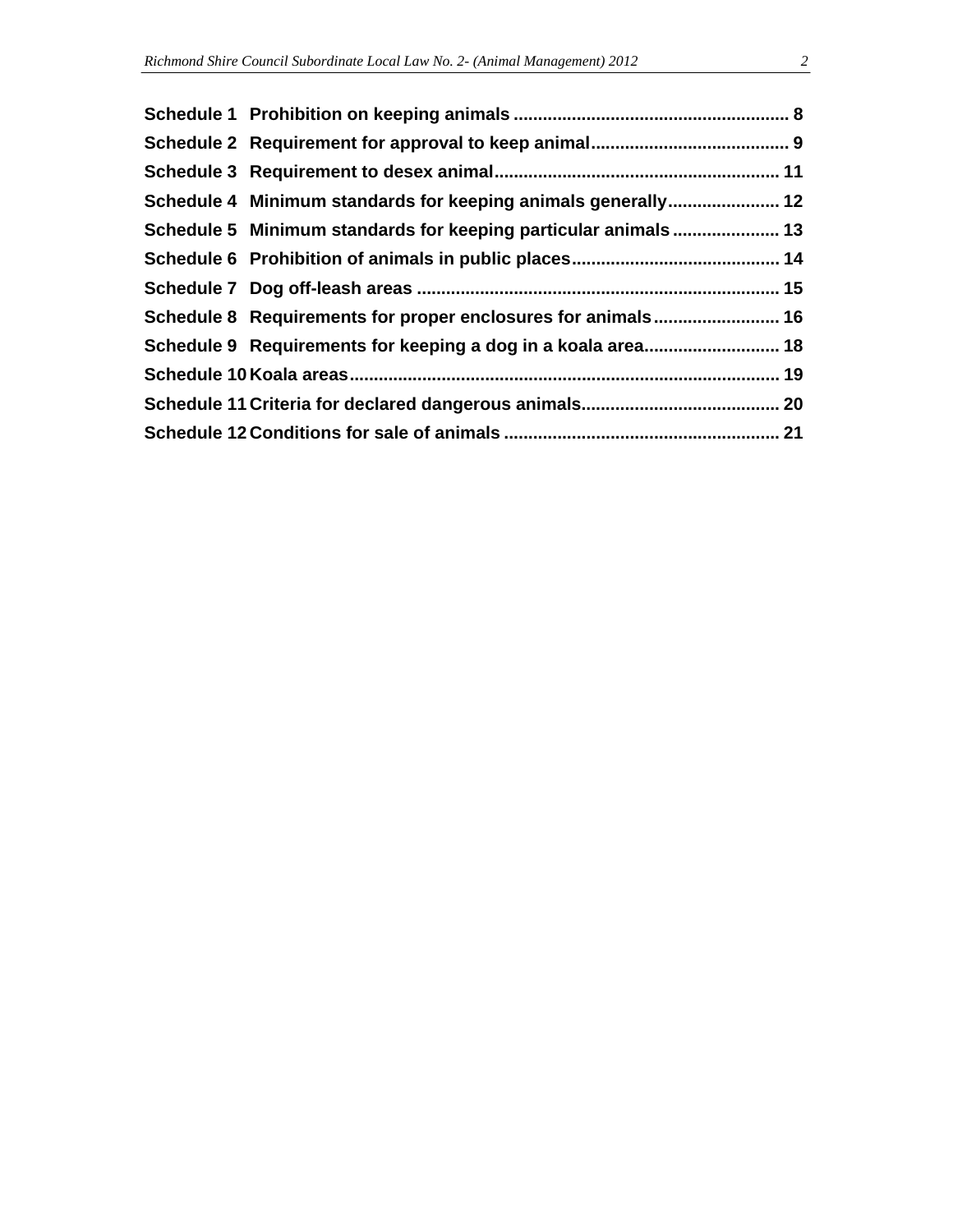**Schedule 1 Prohibition on keeping animals ........................................................ 8**

**Schedule 2 Requirement for approval to keep animal........................................ 9**

**Schedule 3 Requirement to desex animal.......................................................... 11**

**Schedule 4 Minimum standards for keeping animals generally....................... 12**

**Schedule 5 Minimum standards for keeping particular animals...................... 13**

**Schedule 6 Prohibition of animals in public places.......................................... 14**

**Schedule 7 Dog off-leash areas ......................................................................... 15**

**Schedule 8 Requirements for proper enclosures for animals.......................... 16**

**Schedule 9 Requirements for keeping a dog in a koala area............................ 18**

**Schedule 10 Koala areas........................................................................................ 19**

**Schedule 11 Criteria for declared dangerous animals........................................ 20**

**Schedule 12 Conditions for sale of animals ........................................................ 21**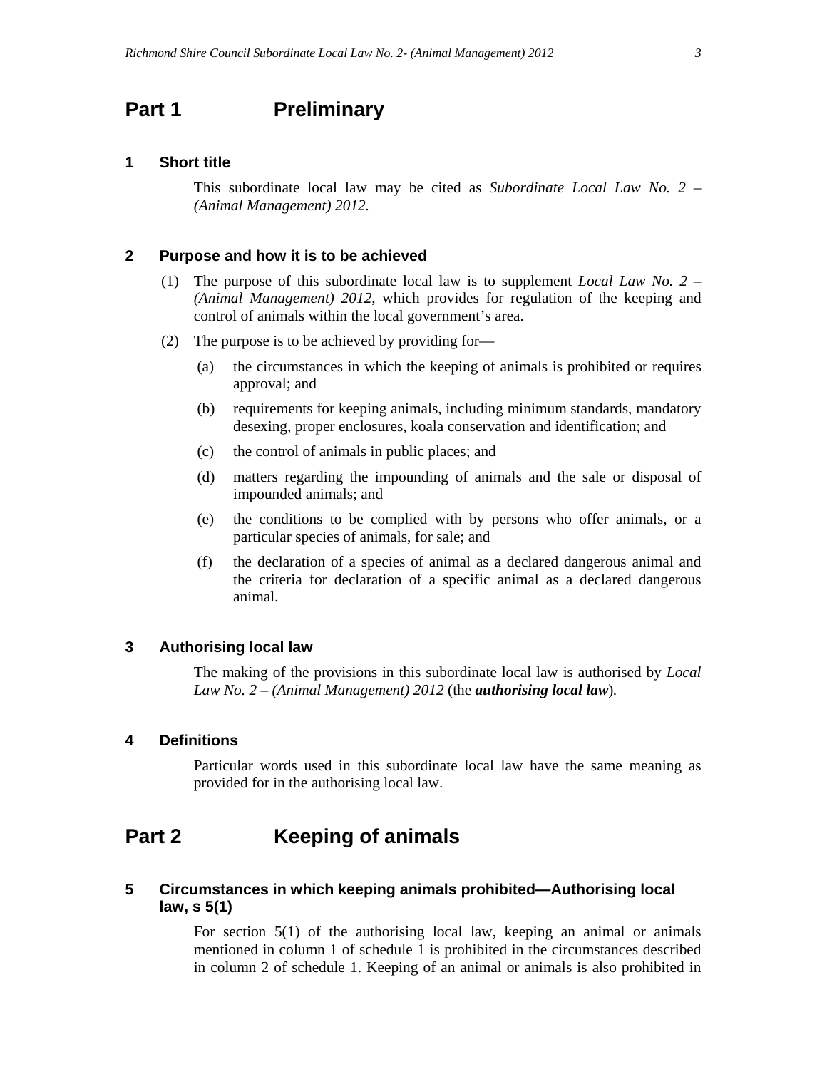# Part 1 Preliminary

### 1 Short title

This subordinate local law may be cited as *Subordinate Local Law No. 2 – (Animal Management) 2012.*

### 2 Purpose and how it is to be achieved

(1) The purpose of this subordinate local law is to supplement *Local Law No. 2 – (Animal Management) 2012*, which provides for regulation of the keeping and control of animals within the local government's area.

(2) The purpose is to be achieved by providing for—

(a) the circumstances in which the keeping of animals is prohibited or requires approval; and

(b) requirements for keeping animals, including minimum standards, mandatory desexing, proper enclosures, koala conservation and identification; and

(c) the control of animals in public places; and

(d) matters regarding the impounding of animals and the sale or disposal of impounded animals; and

(e) the conditions to be complied with by persons who offer animals, or a particular species of animals, for sale; and

(f) the declaration of a species of animal as a declared dangerous animal and the criteria for declaration of a specific animal as a declared dangerous animal.

### 3 Authorising local law

The making of the provisions in this subordinate local law is authorised by *Local Law No. 2 – (Animal Management) 2012* (the ***authorising local law***).

### 4 Definitions

Particular words used in this subordinate local law have the same meaning as provided for in the authorising local law.

# Part 2 Keeping of animals

### 5 Circumstances in which keeping animals prohibited—Authorising local law, s 5(1)

For section 5(1) of the authorising local law, keeping an animal or animals mentioned in column 1 of schedule 1 is prohibited in the circumstances described in column 2 of schedule 1. Keeping of an animal or animals is also prohibited in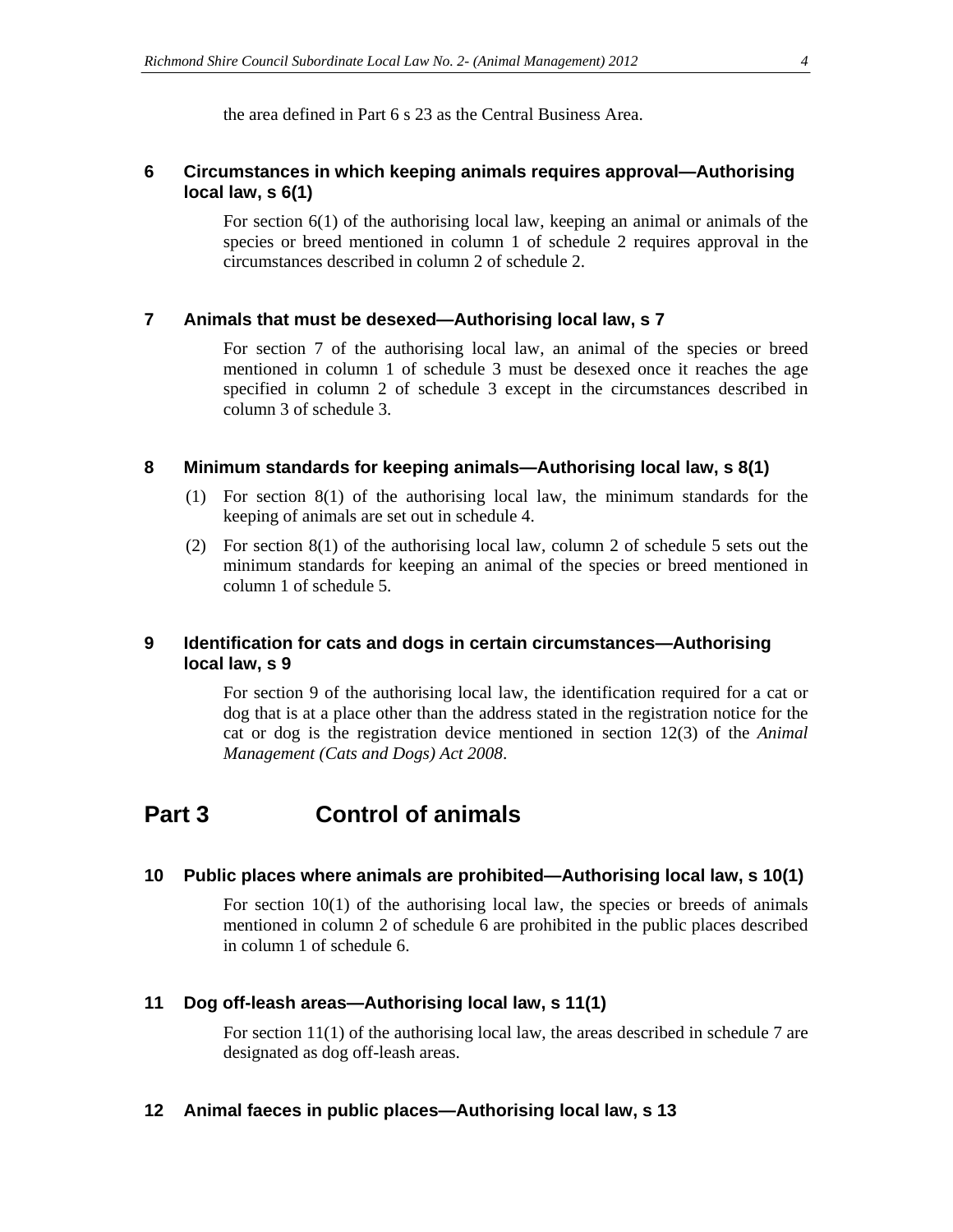the area defined in Part 6 s 23 as the Central Business Area.

### 6 Circumstances in which keeping animals requires approval—Authorising local law, s 6(1)

For section 6(1) of the authorising local law, keeping an animal or animals of the species or breed mentioned in column 1 of schedule 2 requires approval in the circumstances described in column 2 of schedule 2.

### 7 Animals that must be desexed—Authorising local law, s 7

For section 7 of the authorising local law, an animal of the species or breed mentioned in column 1 of schedule 3 must be desexed once it reaches the age specified in column 2 of schedule 3 except in the circumstances described in column 3 of schedule 3.

### 8 Minimum standards for keeping animals—Authorising local law, s 8(1)

(1) For section 8(1) of the authorising local law, the minimum standards for the keeping of animals are set out in schedule 4.

(2) For section 8(1) of the authorising local law, column 2 of schedule 5 sets out the minimum standards for keeping an animal of the species or breed mentioned in column 1 of schedule 5.

### 9 Identification for cats and dogs in certain circumstances—Authorising local law, s 9

For section 9 of the authorising local law, the identification required for a cat or dog that is at a place other than the address stated in the registration notice for the cat or dog is the registration device mentioned in section 12(3) of the *Animal Management (Cats and Dogs) Act 2008*.

## Part 3 Control of animals

### 10 Public places where animals are prohibited—Authorising local law, s 10(1)

For section 10(1) of the authorising local law, the species or breeds of animals mentioned in column 2 of schedule 6 are prohibited in the public places described in column 1 of schedule 6.

### 11 Dog off-leash areas—Authorising local law, s 11(1)

For section 11(1) of the authorising local law, the areas described in schedule 7 are designated as dog off-leash areas.

### 12 Animal faeces in public places—Authorising local law, s 13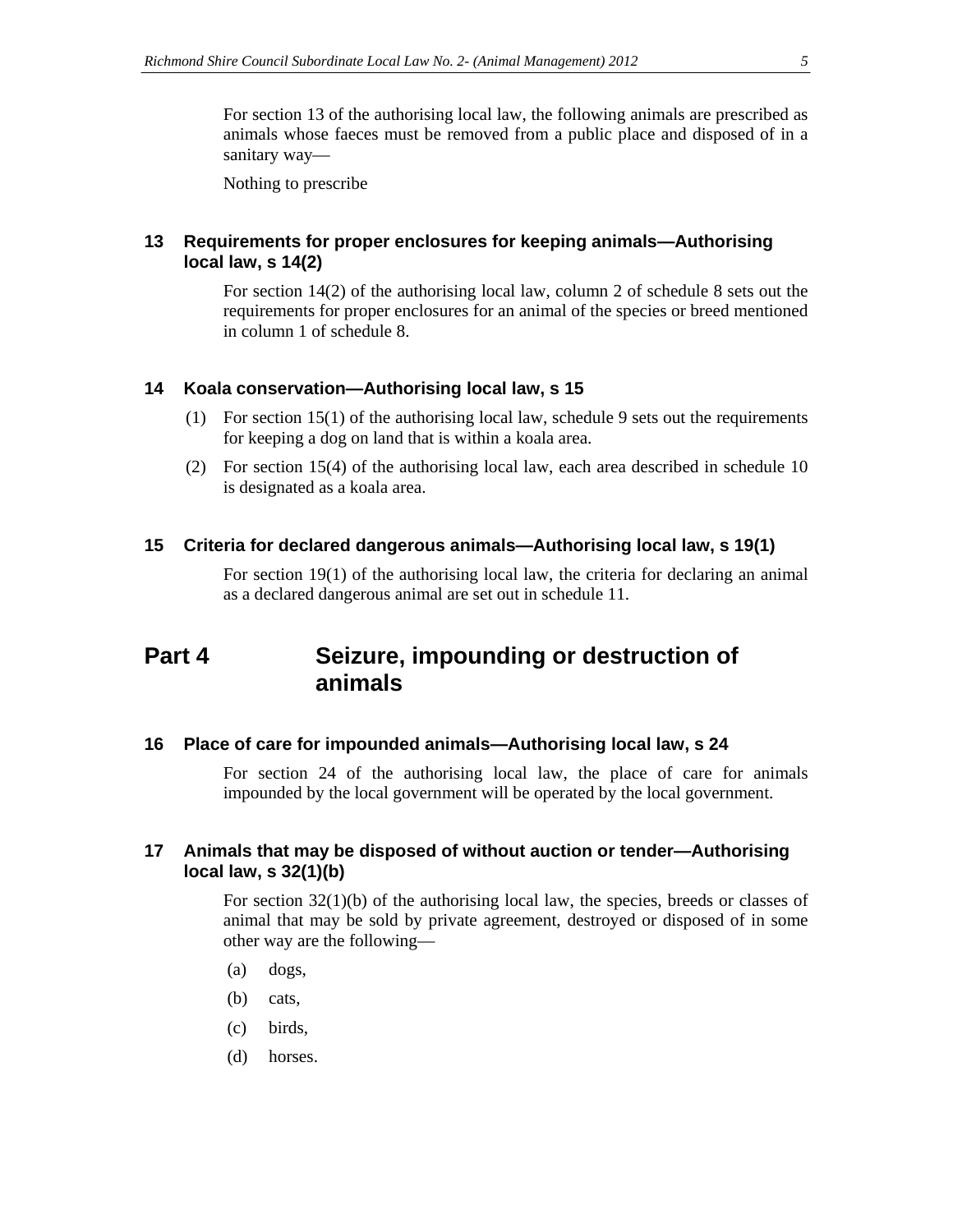For section 13 of the authorising local law, the following animals are prescribed as animals whose faeces must be removed from a public place and disposed of in a sanitary way—

Nothing to prescribe

### 13 Requirements for proper enclosures for keeping animals—Authorising local law, s 14(2)

For section 14(2) of the authorising local law, column 2 of schedule 8 sets out the requirements for proper enclosures for an animal of the species or breed mentioned in column 1 of schedule 8.

### 14 Koala conservation—Authorising local law, s 15

(1) For section 15(1) of the authorising local law, schedule 9 sets out the requirements for keeping a dog on land that is within a koala area.

(2) For section 15(4) of the authorising local law, each area described in schedule 10 is designated as a koala area.

### 15 Criteria for declared dangerous animals—Authorising local law, s 19(1)

For section 19(1) of the authorising local law, the criteria for declaring an animal as a declared dangerous animal are set out in schedule 11.

## Part 4 Seizure, impounding or destruction of animals

### 16 Place of care for impounded animals—Authorising local law, s 24

For section 24 of the authorising local law, the place of care for animals impounded by the local government will be operated by the local government.

### 17 Animals that may be disposed of without auction or tender—Authorising local law, s 32(1)(b)

For section 32(1)(b) of the authorising local law, the species, breeds or classes of animal that may be sold by private agreement, destroyed or disposed of in some other way are the following—

(a) dogs,

(b) cats,

(c) birds,

(d) horses.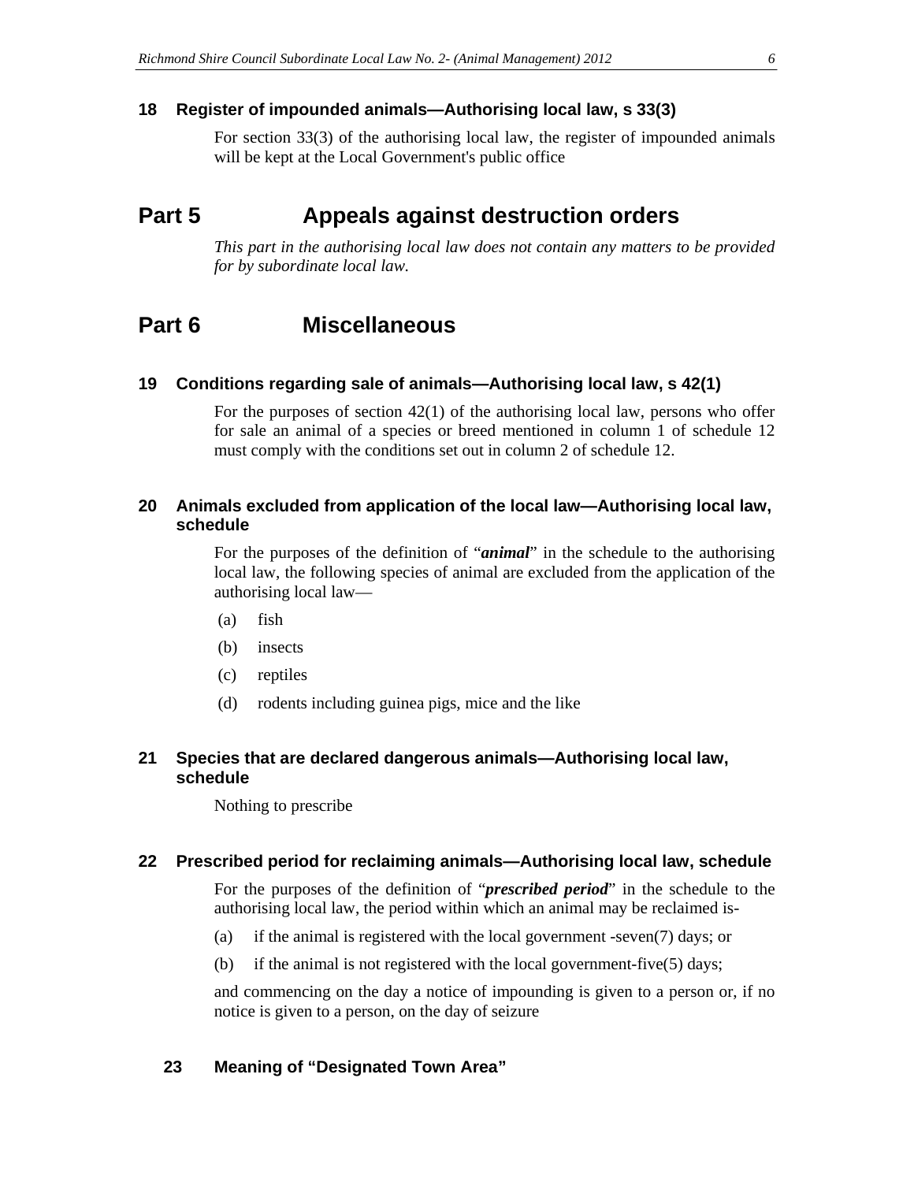### 18 Register of impounded animals—Authorising local law, s 33(3)

For section 33(3) of the authorising local law, the register of impounded animals will be kept at the Local Government's public office

## Part 5 Appeals against destruction orders

*This part in the authorising local law does not contain any matters to be provided for by subordinate local law.*

## Part 6 Miscellaneous

### 19 Conditions regarding sale of animals—Authorising local law, s 42(1)

For the purposes of section 42(1) of the authorising local law, persons who offer for sale an animal of a species or breed mentioned in column 1 of schedule 12 must comply with the conditions set out in column 2 of schedule 12.

### 20 Animals excluded from application of the local law—Authorising local law, schedule

For the purposes of the definition of "***animal***" in the schedule to the authorising local law, the following species of animal are excluded from the application of the authorising local law—

(a) fish

(b) insects

(c) reptiles

(d) rodents including guinea pigs, mice and the like

### 21 Species that are declared dangerous animals—Authorising local law, schedule

Nothing to prescribe

### 22 Prescribed period for reclaiming animals—Authorising local law, schedule

For the purposes of the definition of "***prescribed period***" in the schedule to the authorising local law, the period within which an animal may be reclaimed is-

(a) if the animal is registered with the local government -seven(7) days; or

(b) if the animal is not registered with the local government-five(5) days;

and commencing on the day a notice of impounding is given to a person or, if no notice is given to a person, on the day of seizure

### 23 Meaning of "Designated Town Area"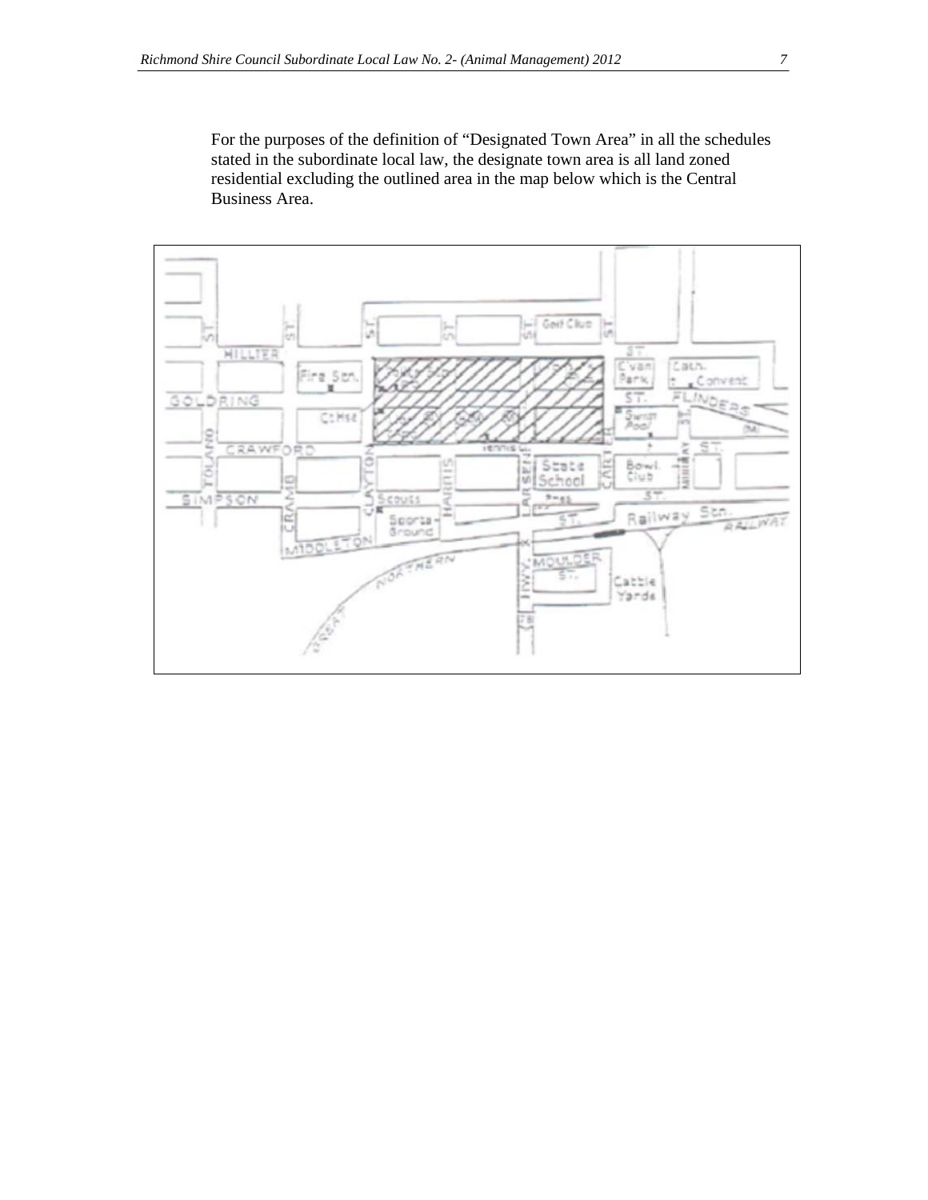For the purposes of the definition of "Designated Town Area" in all the schedules stated in the subordinate local law, the designate town area is all land zoned residential excluding the outlined area in the map below which is the Central Business Area.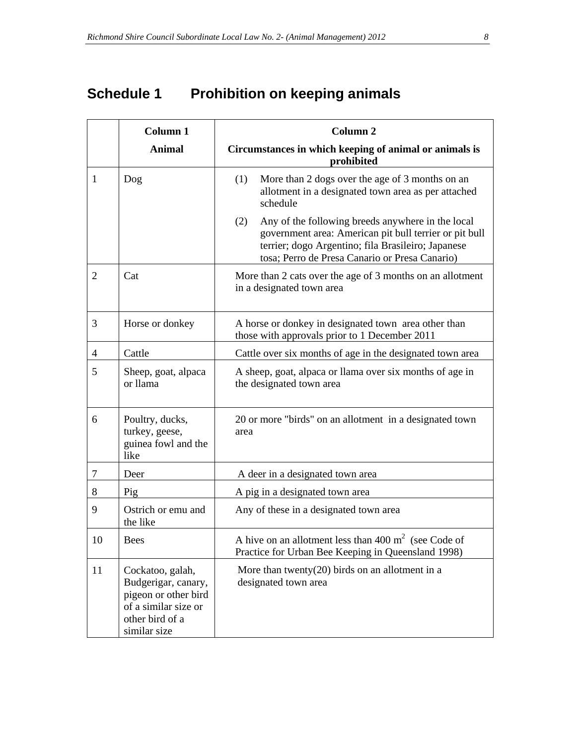# Schedule 1 Prohibition on keeping animals

| | Column 1<br>Animal | Column 2<br>Circumstances in which keeping of animal or animals is prohibited |
|---|---|---|
| 1 | Dog | (1) More than 2 dogs over the age of 3 months on an allotment in a designated town area as per attached schedule<br>(2) Any of the following breeds anywhere in the local government area: American pit bull terrier or pit bull terrier; dogo Argentino; fila Brasileiro; Japanese tosa; Perro de Presa Canario or Presa Canario) |
| 2 | Cat | More than 2 cats over the age of 3 months on an allotment in a designated town area |
| 3 | Horse or donkey | A horse or donkey in designated town area other than those with approvals prior to 1 December 2011 |
| 4 | Cattle | Cattle over six months of age in the designated town area |
| 5 | Sheep, goat, alpaca or llama | A sheep, goat, alpaca or llama over six months of age in the designated town area |
| 6 | Poultry, ducks, turkey, geese, guinea fowl and the like | 20 or more "birds" on an allotment in a designated town area |
| 7 | Deer | A deer in a designated town area |
| 8 | Pig | A pig in a designated town area |
| 9 | Ostrich or emu and the like | Any of these in a designated town area |
| 10 | Bees | A hive on an allotment less than 400 $m^2$ (see Code of Practice for Urban Bee Keeping in Queensland 1998) |
| 11 | Cockatoo, galah, Budgerigar, canary, pigeon or other bird of a similar size or other bird of a similar size | More than twenty(20) birds on an allotment in a designated town area |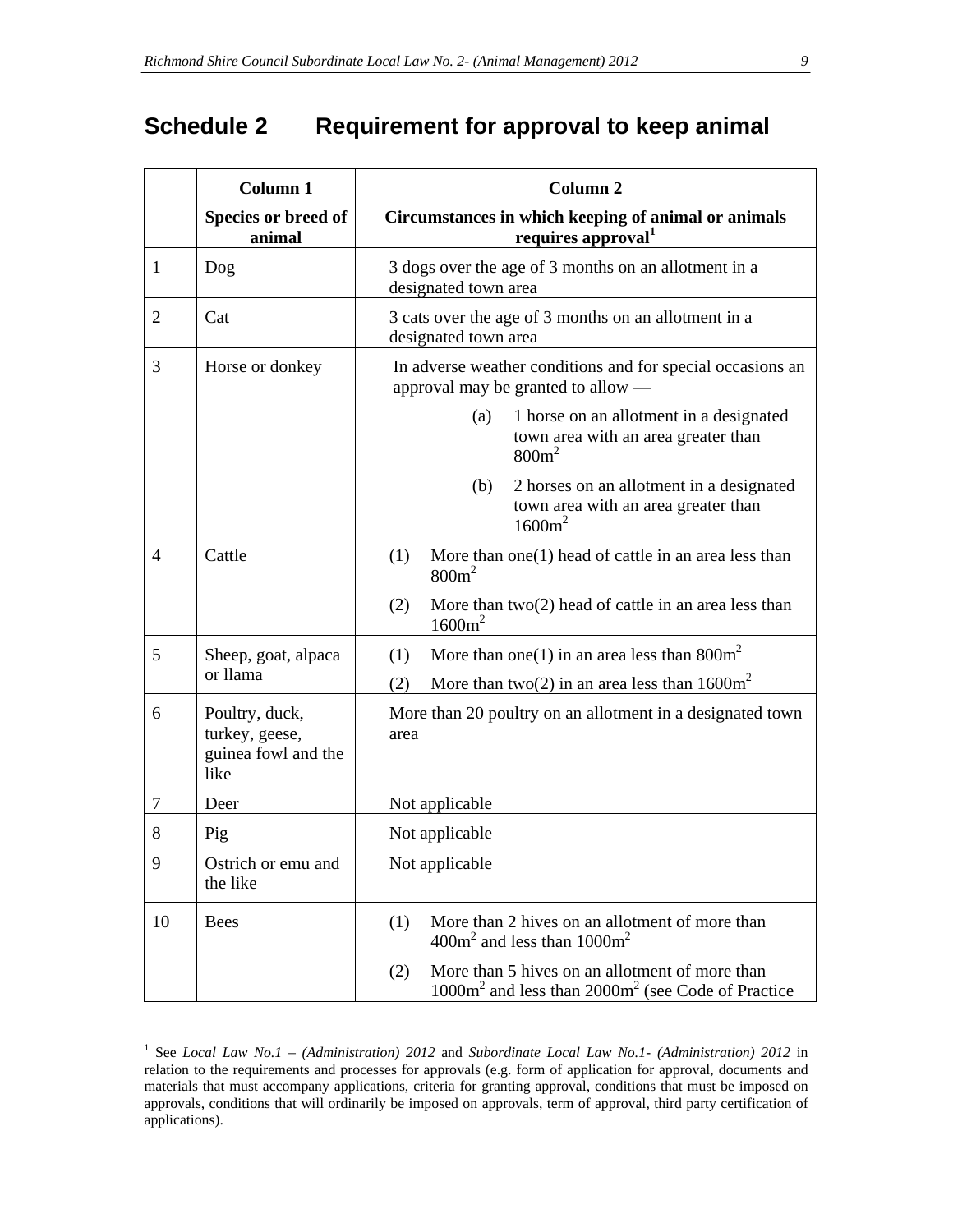# Schedule 2 Requirement for approval to keep animal

| | Column 1<br>Species or breed of animal | Column 2<br>Circumstances in which keeping of animal or animals requires approval[1] |
|---|---|---|
| 1 | Dog | 3 dogs over the age of 3 months on an allotment in a designated town area |
| 2 | Cat | 3 cats over the age of 3 months on an allotment in a designated town area |
| 3 | Horse or donkey | In adverse weather conditions and for special occasions an approval may be granted to allow —<br>(a) 1 horse on an allotment in a designated town area with an area greater than $800m^2$<br>(b) 2 horses on an allotment in a designated town area with an area greater than $1600m^2$ |
| 4 | Cattle | (1) More than one(1) head of cattle in an area less than $800m^2$<br>(2) More than two(2) head of cattle in an area less than $1600m^2$ |
| 5 | Sheep, goat, alpaca or llama | (1) More than one(1) in an area less than $800m^2$<br>(2) More than two(2) in an area less than $1600m^2$ |
| 6 | Poultry, duck, turkey, geese, guinea fowl and the like | More than 20 poultry on an allotment in a designated town area |
| 7 | Deer | Not applicable |
| 8 | Pig | Not applicable |
| 9 | Ostrich or emu and the like | Not applicable |
| 10 | Bees | (1) More than 2 hives on an allotment of more than $400m^2$ and less than $1000m^2$<br>(2) More than 5 hives on an allotment of more than $1000m^2$ and less than $2000m^2$ (see Code of Practice |

[1] See *Local Law No.1 – (Administration) 2012* and *Subordinate Local Law No.1- (Administration) 2012* in relation to the requirements and processes for approvals (e.g. form of application for approval, documents and materials that must accompany applications, criteria for granting approval, conditions that must be imposed on approvals, conditions that will ordinarily be imposed on approvals, term of approval, third party certification of applications).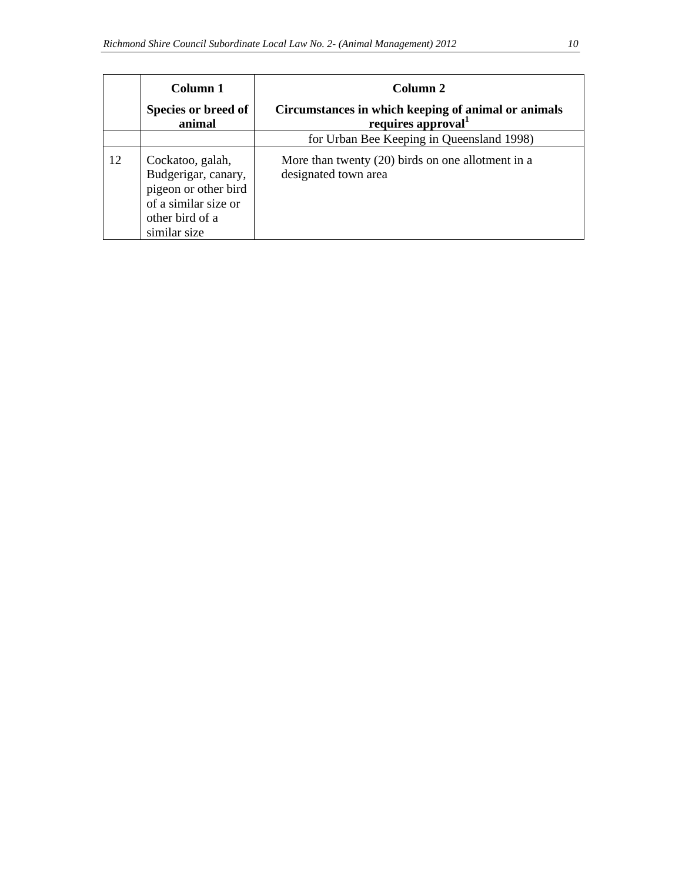| | Column 1<br>Species or breed of animal | Column 2<br>Circumstances in which keeping of animal or animals requires approval[1] |
|---|---|---|
| | | for Urban Bee Keeping in Queensland 1998) |
| 12 | Cockatoo, galah, Budgerigar, canary, pigeon or other bird of a similar size or other bird of a similar size | More than twenty (20) birds on one allotment in a designated town area |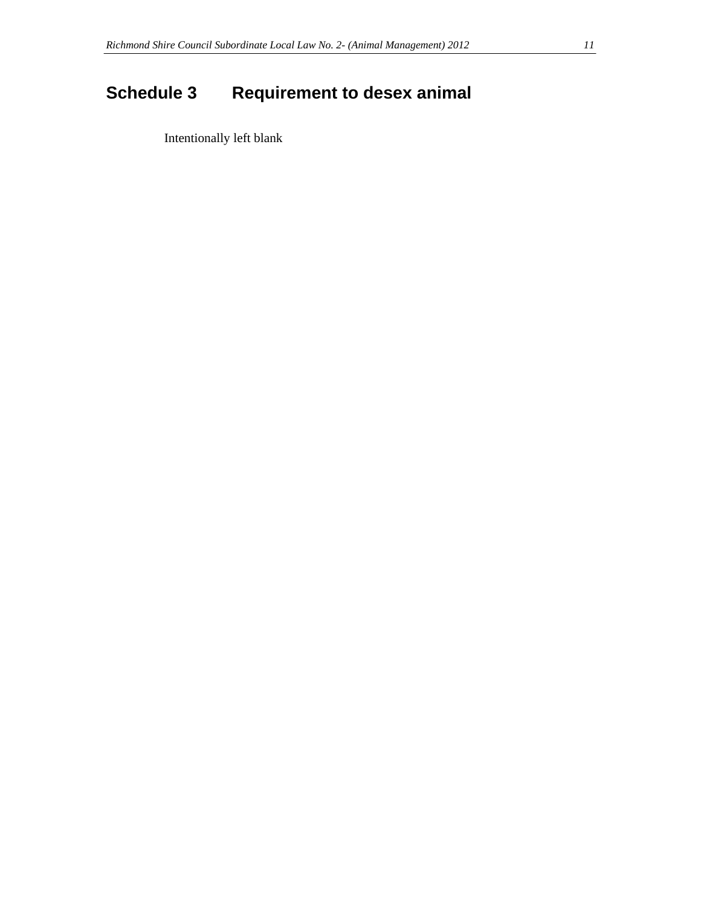# Schedule 3 Requirement to desex animal

Intentionally left blank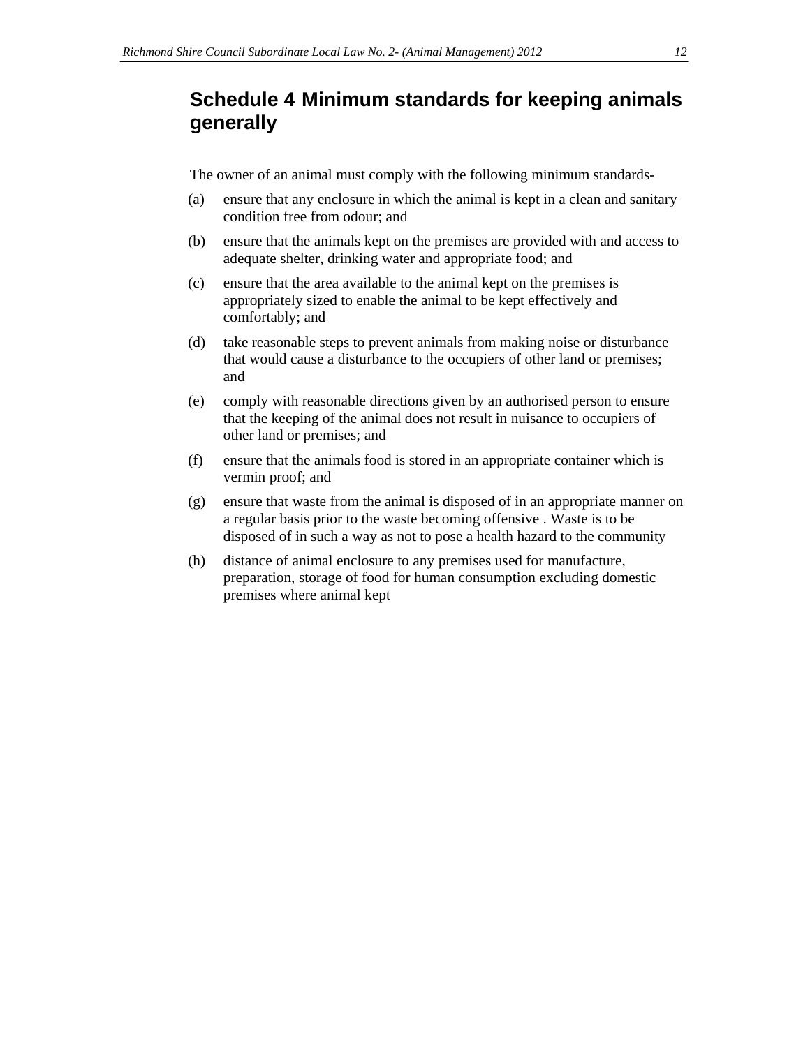# Schedule 4 Minimum standards for keeping animals generally

The owner of an animal must comply with the following minimum standards-

(a) ensure that any enclosure in which the animal is kept in a clean and sanitary condition free from odour; and

(b) ensure that the animals kept on the premises are provided with and access to adequate shelter, drinking water and appropriate food; and

(c) ensure that the area available to the animal kept on the premises is appropriately sized to enable the animal to be kept effectively and comfortably; and

(d) take reasonable steps to prevent animals from making noise or disturbance that would cause a disturbance to the occupiers of other land or premises; and

(e) comply with reasonable directions given by an authorised person to ensure that the keeping of the animal does not result in nuisance to occupiers of other land or premises; and

(f) ensure that the animals food is stored in an appropriate container which is vermin proof; and

(g) ensure that waste from the animal is disposed of in an appropriate manner on a regular basis prior to the waste becoming offensive . Waste is to be disposed of in such a way as not to pose a health hazard to the community

(h) distance of animal enclosure to any premises used for manufacture, preparation, storage of food for human consumption excluding domestic premises where animal kept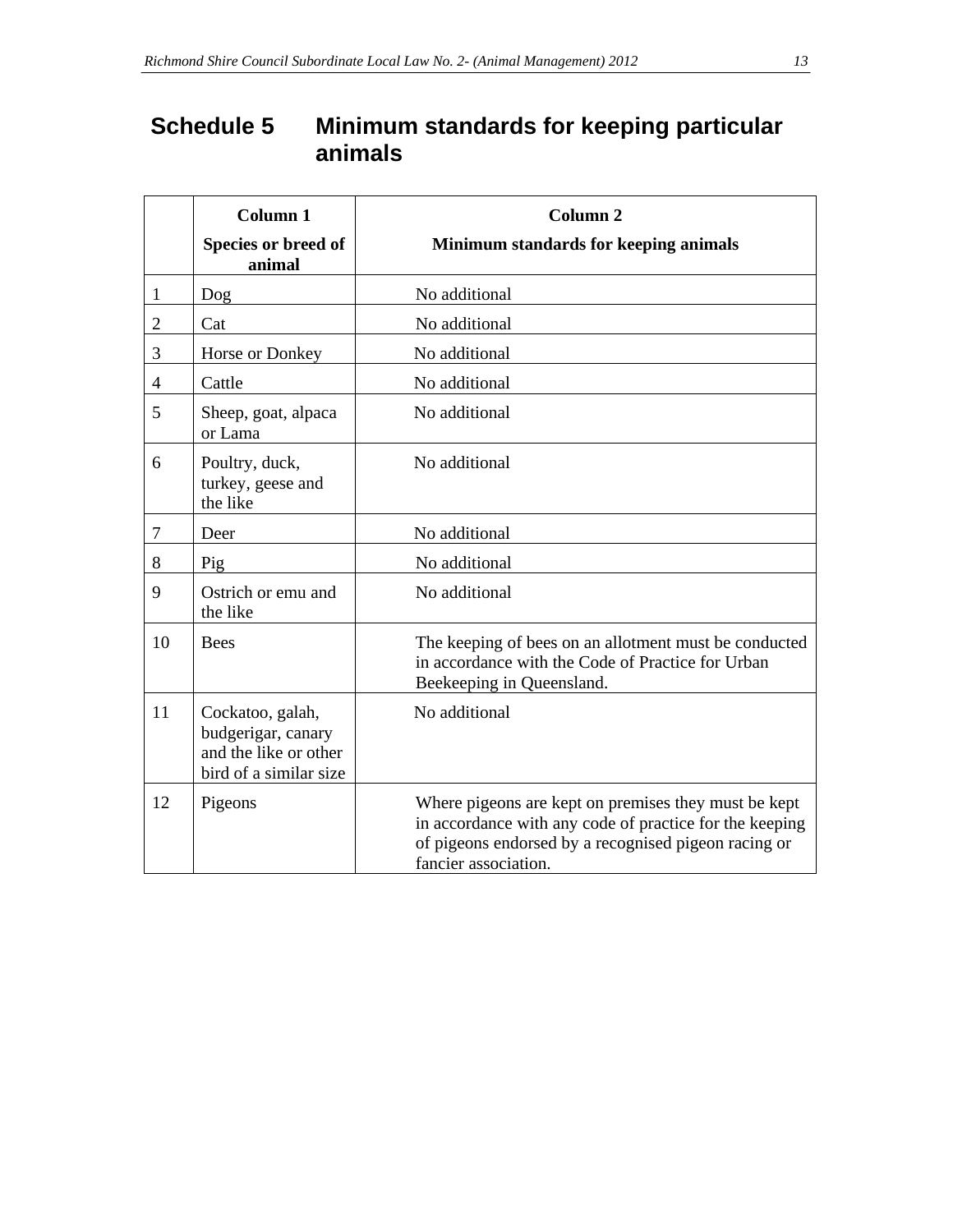# Schedule 5 Minimum standards for keeping particular animals

| | Column 1<br>Species or breed of animal | Column 2<br>Minimum standards for keeping animals |
|---|---|---|
| 1 | Dog | No additional |
| 2 | Cat | No additional |
| 3 | Horse or Donkey | No additional |
| 4 | Cattle | No additional |
| 5 | Sheep, goat, alpaca or Lama | No additional |
| 6 | Poultry, duck, turkey, geese and the like | No additional |
| 7 | Deer | No additional |
| 8 | Pig | No additional |
| 9 | Ostrich or emu and the like | No additional |
| 10 | Bees | The keeping of bees on an allotment must be conducted in accordance with the Code of Practice for Urban Beekeeping in Queensland. |
| 11 | Cockatoo, galah, budgerigar, canary and the like or other bird of a similar size | No additional |
| 12 | Pigeons | Where pigeons are kept on premises they must be kept in accordance with any code of practice for the keeping of pigeons endorsed by a recognised pigeon racing or fancier association. |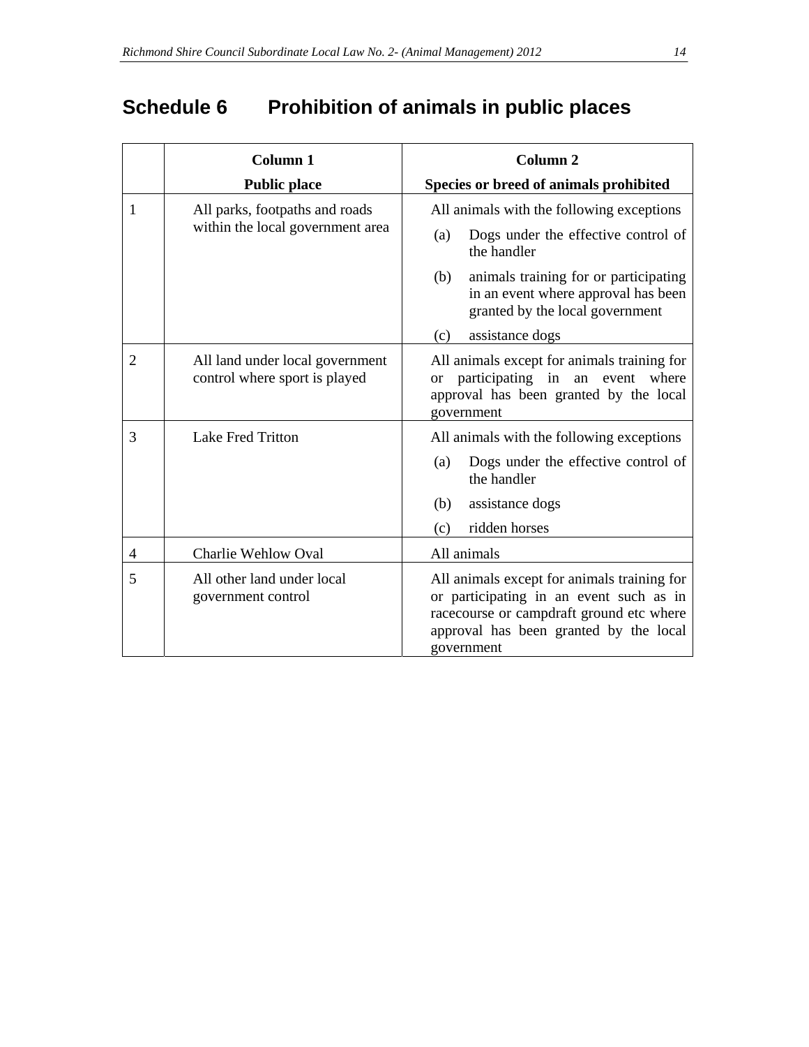# Schedule 6 Prohibition of animals in public places

| | Column 1<br>Public place | Column 2<br>Species or breed of animals prohibited |
|---|---|---|
| 1 | All parks, footpaths and roads within the local government area | All animals with the following exceptions<br>(a) Dogs under the effective control of the handler<br>(b) animals training for or participating in an event where approval has been granted by the local government<br>(c) assistance dogs |
| 2 | All land under local government control where sport is played | All animals except for animals training for or participating in an event where approval has been granted by the local government |
| 3 | Lake Fred Tritton | All animals with the following exceptions<br>(a) Dogs under the effective control of the handler<br>(b) assistance dogs<br>(c) ridden horses |
| 4 | Charlie Wehlow Oval | All animals |
| 5 | All other land under local government control | All animals except for animals training for or participating in an event such as in racecourse or campdraft ground etc where approval has been granted by the local government |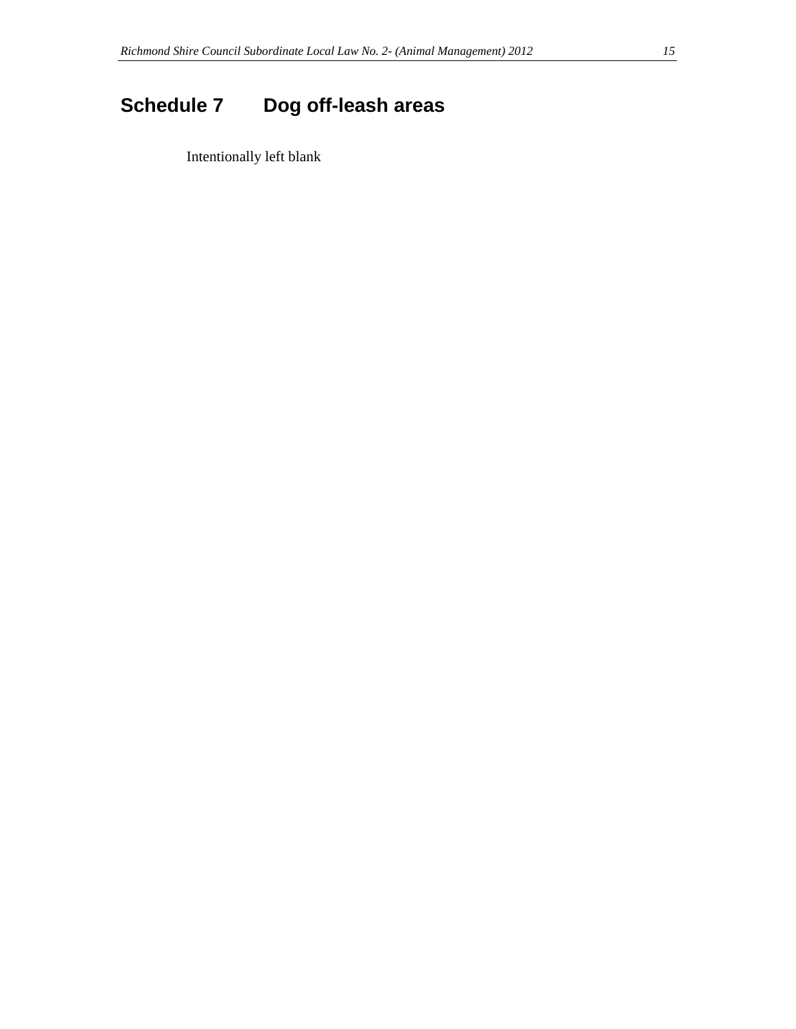# Schedule 7 Dog off-leash areas

Intentionally left blank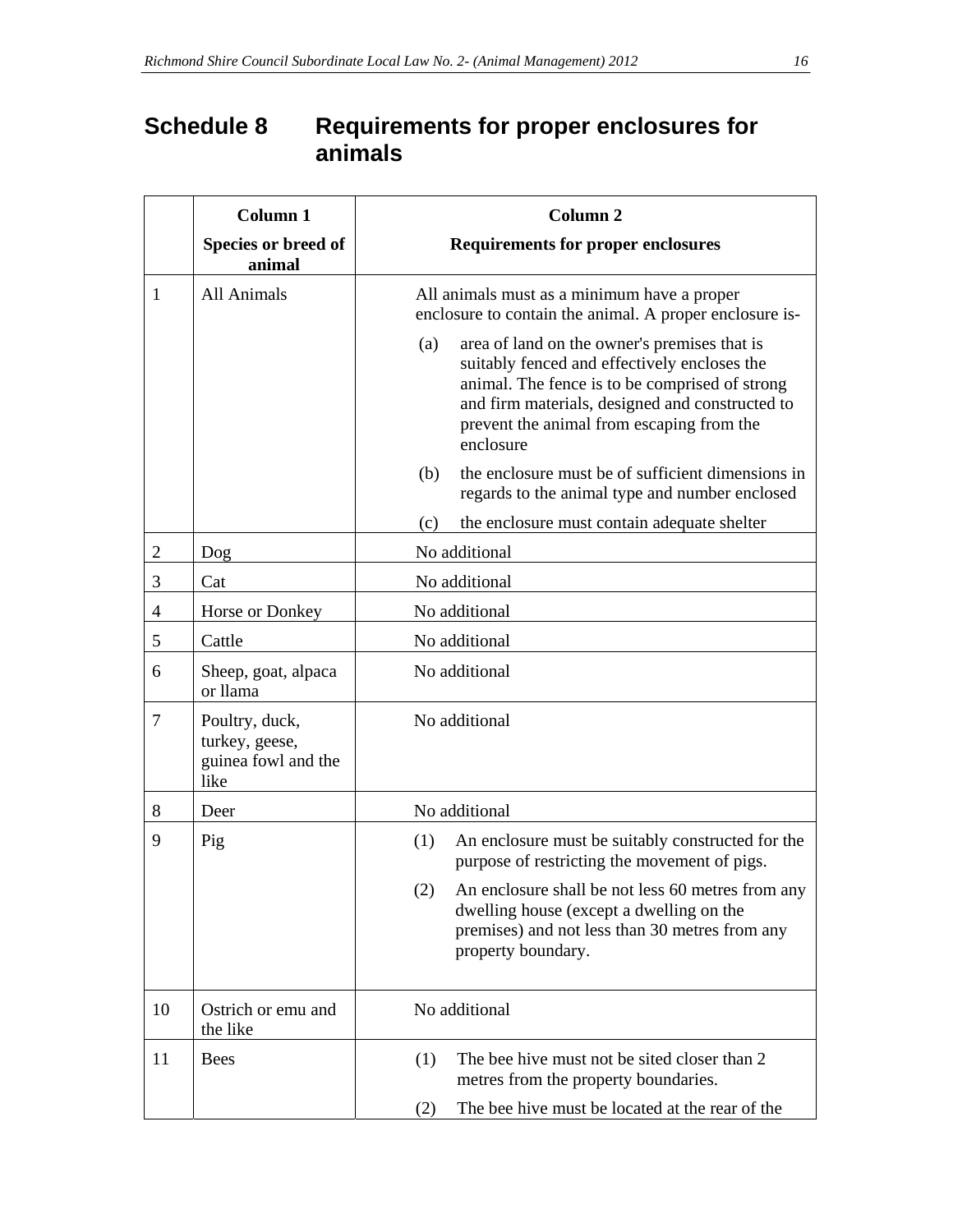## Schedule 8 Requirements for proper enclosures for animals

| | Column 1<br>Species or breed of animal | Column 2<br>Requirements for proper enclosures |
|---|---|---|
| 1 | All Animals | All animals must as a minimum have a proper enclosure to contain the animal. A proper enclosure is-<br>(a) area of land on the owner's premises that is suitably fenced and effectively encloses the animal. The fence is to be comprised of strong and firm materials, designed and constructed to prevent the animal from escaping from the enclosure<br>(b) the enclosure must be of sufficient dimensions in regards to the animal type and number enclosed<br>(c) the enclosure must contain adequate shelter |
| 2 | Dog | No additional |
| 3 | Cat | No additional |
| 4 | Horse or Donkey | No additional |
| 5 | Cattle | No additional |
| 6 | Sheep, goat, alpaca or llama | No additional |
| 7 | Poultry, duck, turkey, geese, guinea fowl and the like | No additional |
| 8 | Deer | No additional |
| 9 | Pig | (1) An enclosure must be suitably constructed for the purpose of restricting the movement of pigs.<br>(2) An enclosure shall be not less 60 metres from any dwelling house (except a dwelling on the premises) and not less than 30 metres from any property boundary. |
| 10 | Ostrich or emu and the like | No additional |
| 11 | Bees | (1) The bee hive must not be sited closer than 2 metres from the property boundaries.<br>(2) The bee hive must be located at the rear of the |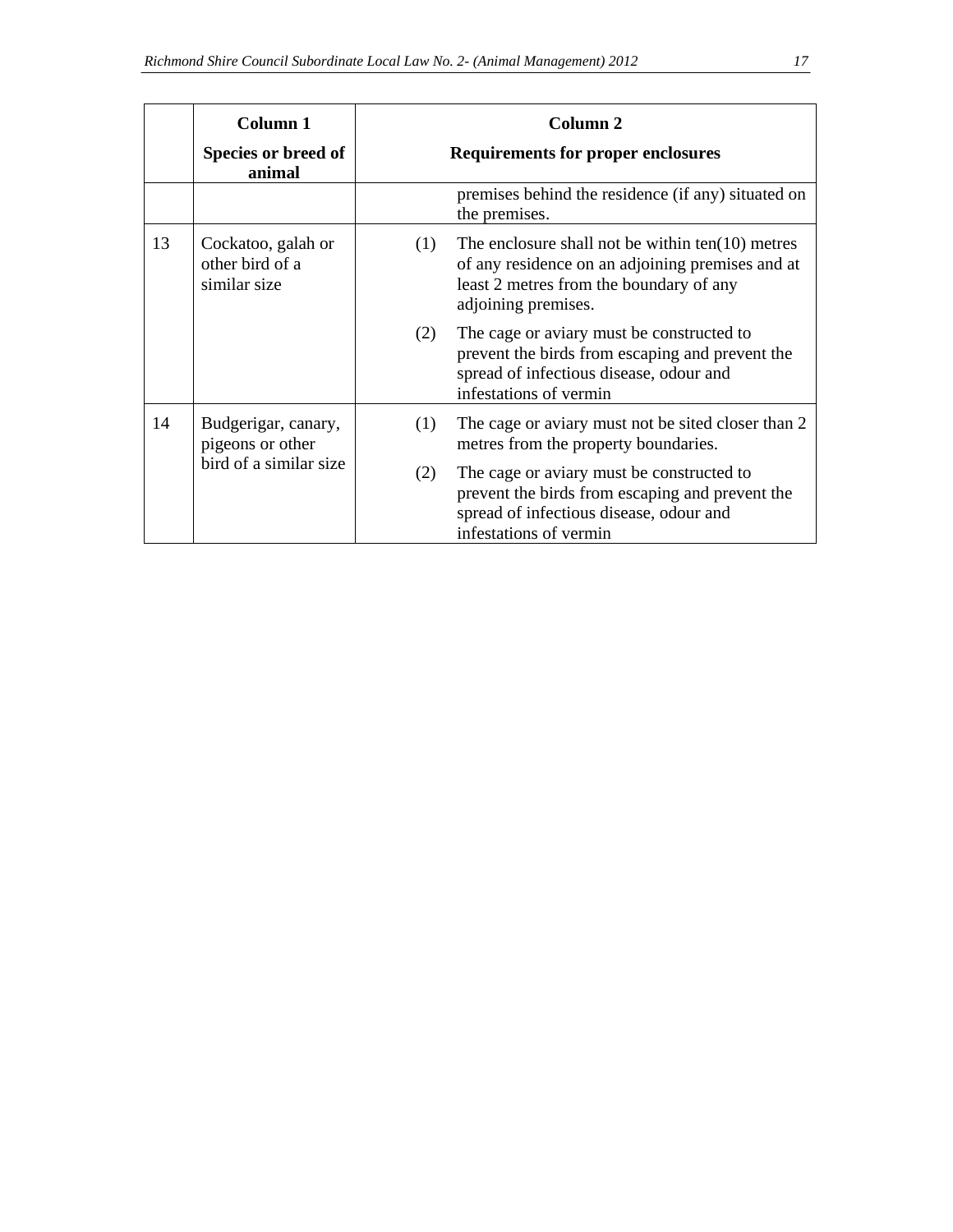| | Column 1<br>Species or breed of animal | Column 2<br>Requirements for proper enclosures |
|---|---|---|
| | | premises behind the residence (if any) situated on the premises. |
| 13 | Cockatoo, galah or other bird of a similar size | (1) The enclosure shall not be within ten(10) metres of any residence on an adjoining premises and at least 2 metres from the boundary of any adjoining premises.<br>(2) The cage or aviary must be constructed to prevent the birds from escaping and prevent the spread of infectious disease, odour and infestations of vermin |
| 14 | Budgerigar, canary, pigeons or other bird of a similar size | (1) The cage or aviary must not be sited closer than 2 metres from the property boundaries.<br>(2) The cage or aviary must be constructed to prevent the birds from escaping and prevent the spread of infectious disease, odour and infestations of vermin |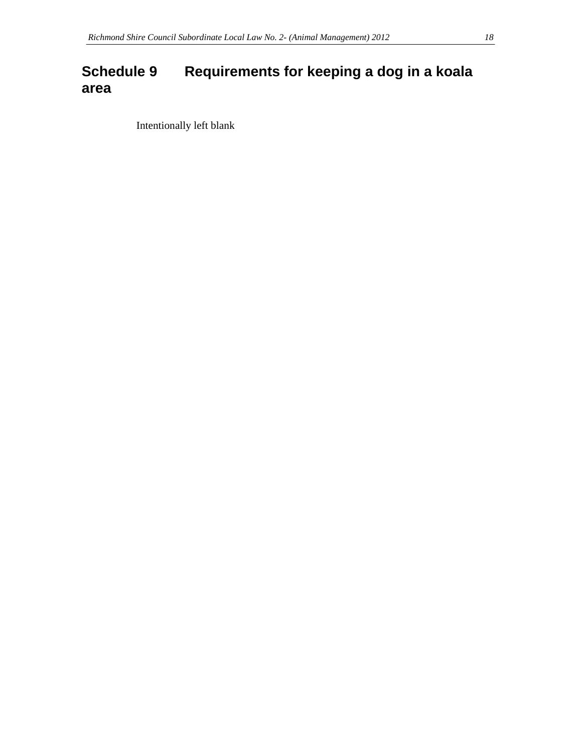# Schedule 9 Requirements for keeping a dog in a koala area

Intentionally left blank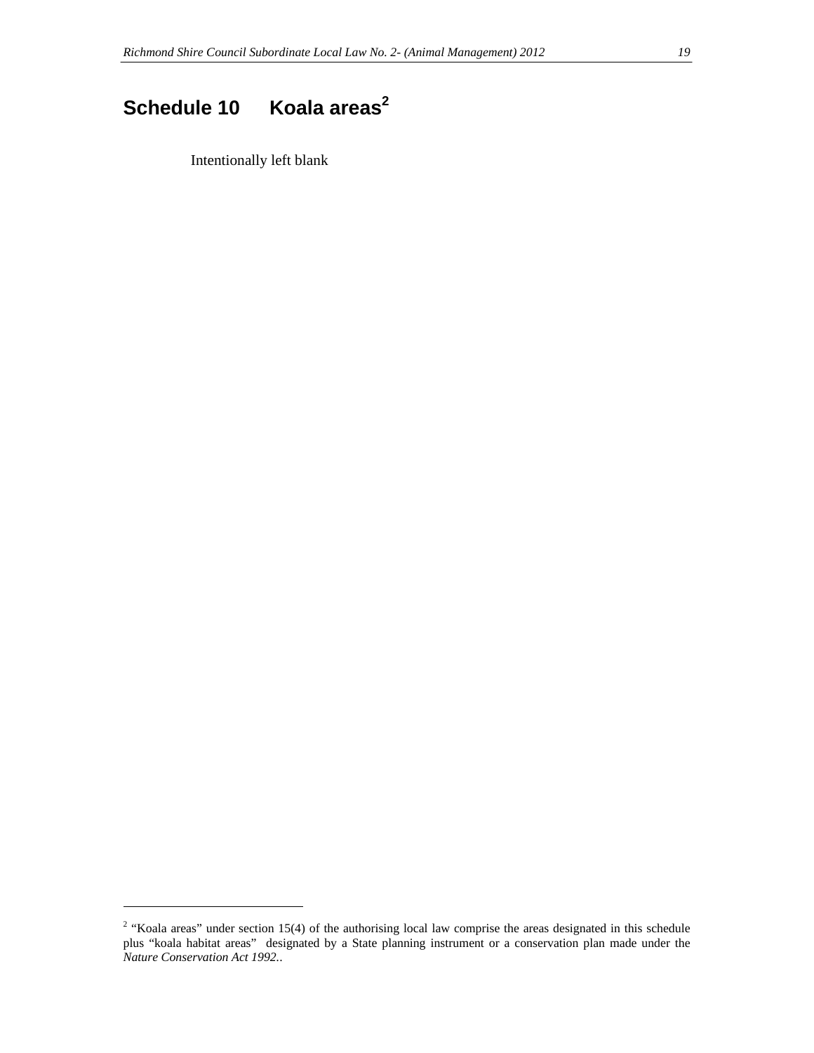# Schedule 10 Koala areas[2]

Intentionally left blank

[2] "Koala areas" under section 15(4) of the authorising local law comprise the areas designated in this schedule plus "koala habitat areas" designated by a State planning instrument or a conservation plan made under the *Nature Conservation Act 1992*..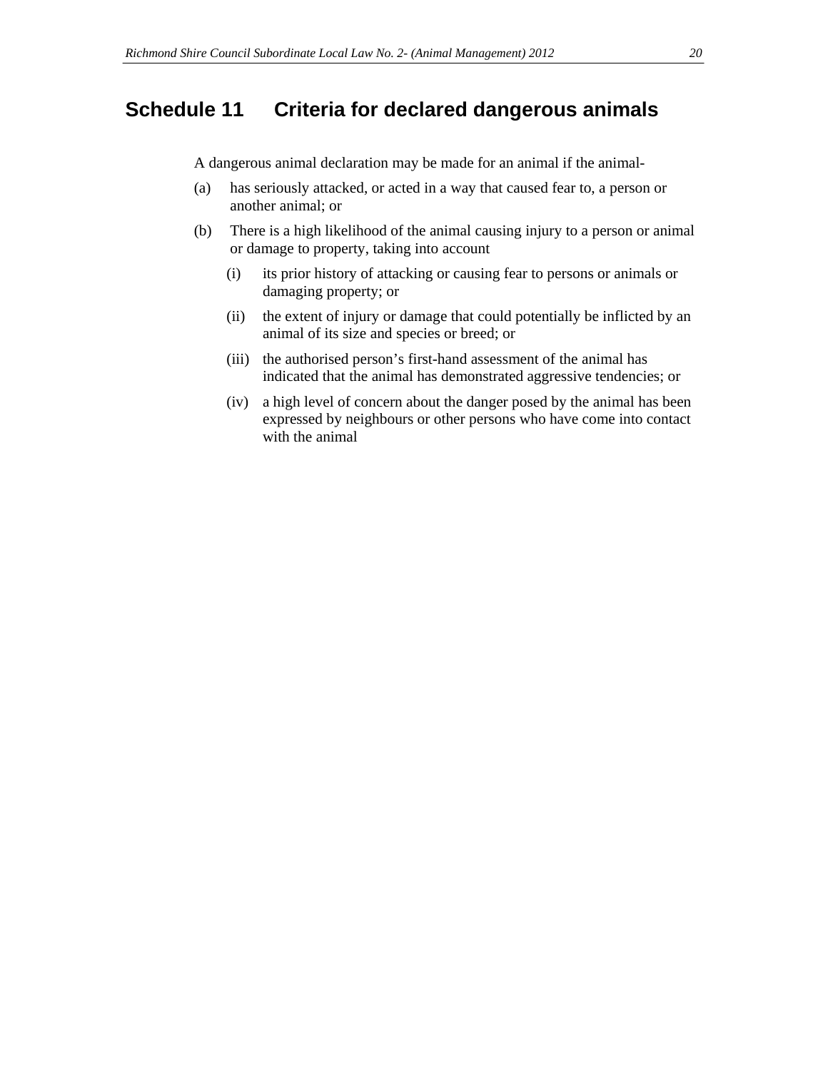# Schedule 11 Criteria for declared dangerous animals

A dangerous animal declaration may be made for an animal if the animal-

(a) has seriously attacked, or acted in a way that caused fear to, a person or another animal; or

(b) There is a high likelihood of the animal causing injury to a person or animal or damage to property, taking into account

  (i) its prior history of attacking or causing fear to persons or animals or damaging property; or

  (ii) the extent of injury or damage that could potentially be inflicted by an animal of its size and species or breed; or

  (iii) the authorised person’s first-hand assessment of the animal has indicated that the animal has demonstrated aggressive tendencies; or

  (iv) a high level of concern about the danger posed by the animal has been expressed by neighbours or other persons who have come into contact with the animal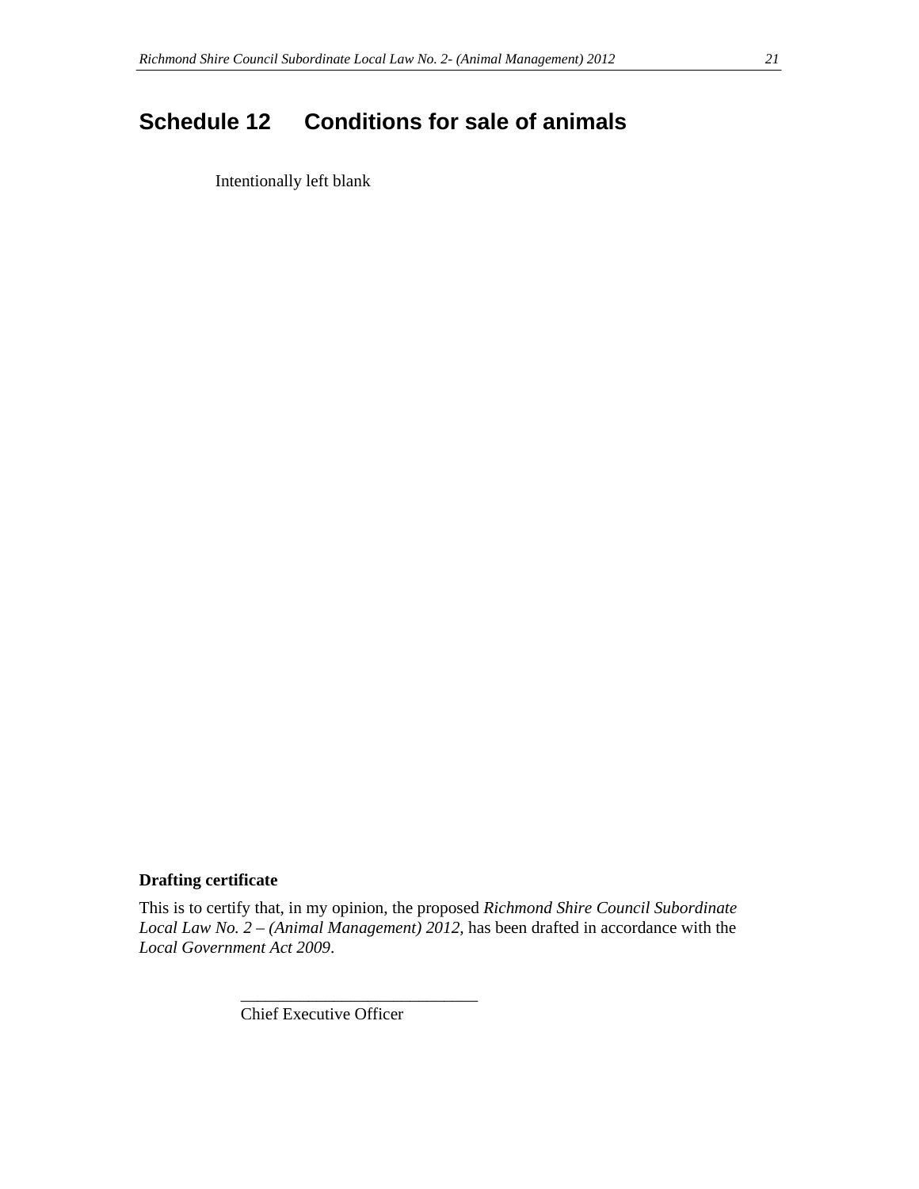# Schedule 12 Conditions for sale of animals

Intentionally left blank

**Drafting certificate**

This is to certify that, in my opinion, the proposed *Richmond Shire Council Subordinate Local Law No. 2 – (Animal Management) 2012,* has been drafted in accordance with the *Local Government Act 2009*.

____________________________

Chief Executive Officer